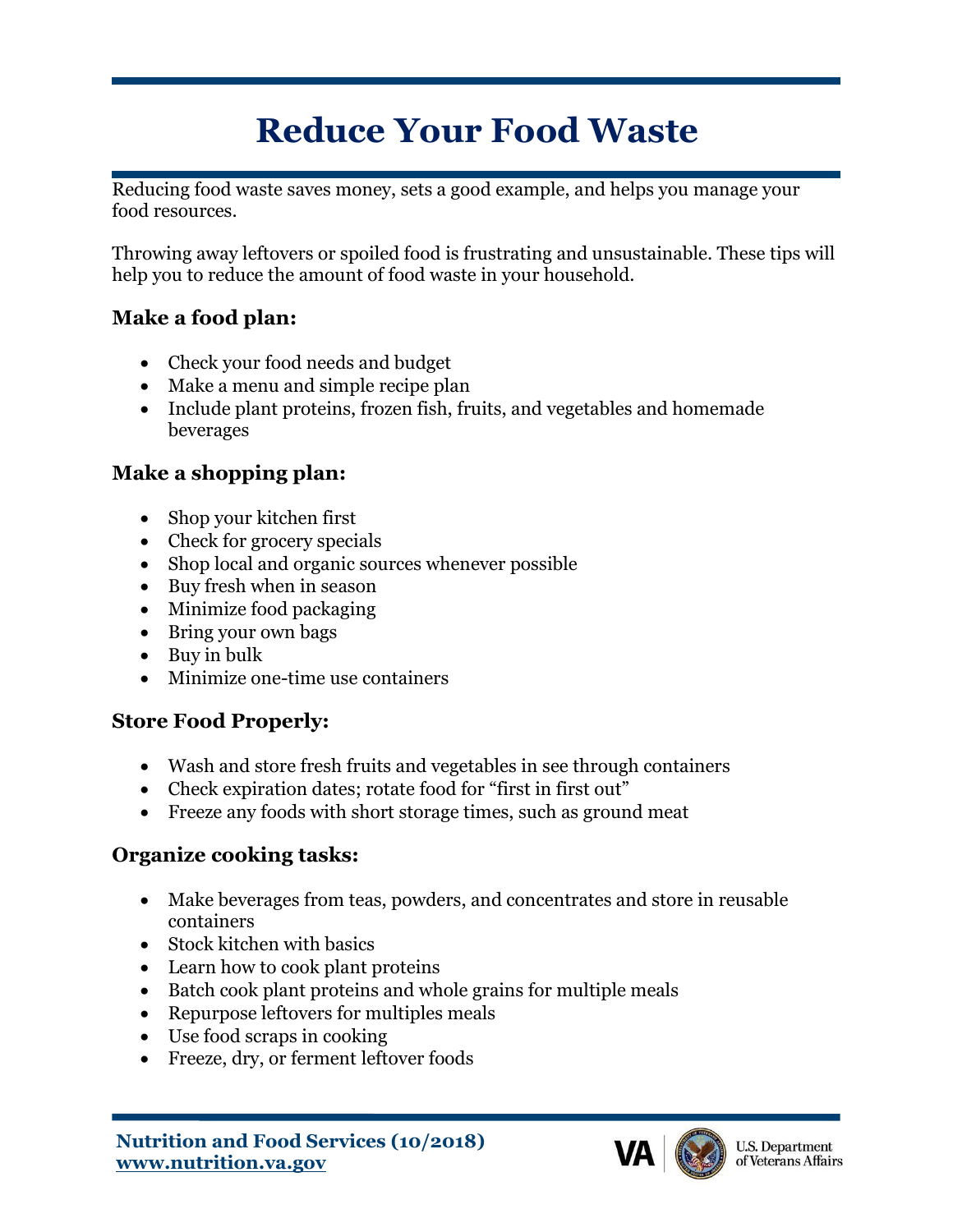# Reduce Your Food Waste

Reducing food waste saves money, sets a good example, and helps you manage your food resources.

Throwing away leftovers or spoiled food is frustrating and unsustainable. These tips will help you to reduce the amount of food waste in your household.

### Make a food plan:

- Check your food needs and budget
- Make a menu and simple recipe plan
- Include plant proteins, frozen fish, fruits, and vegetables and homemade beverages

### Make a shopping plan:

- Shop your kitchen first
- Check for grocery specials
- Shop local and organic sources whenever possible
- Buy fresh when in season
- Minimize food packaging
- Bring your own bags
- Buy in bulk
- Minimize one-time use containers

### Store Food Properly:

- Wash and store fresh fruits and vegetables in see through containers
- Check expiration dates; rotate food for "first in first out"
- Freeze any foods with short storage times, such as ground meat

### Organize cooking tasks:

- Make beverages from teas, powders, and concentrates and store in reusable containers
- Stock kitchen with basics
- Learn how to cook plant proteins
- Batch cook plant proteins and whole grains for multiple meals
- Repurpose leftovers for multiples meals
- Use food scraps in cooking
- Freeze, dry, or ferment leftover foods

**Nutrition and Food Services (10/2018)**
**www.nutrition.va.gov**

VA | U.S. Department of Veterans Affairs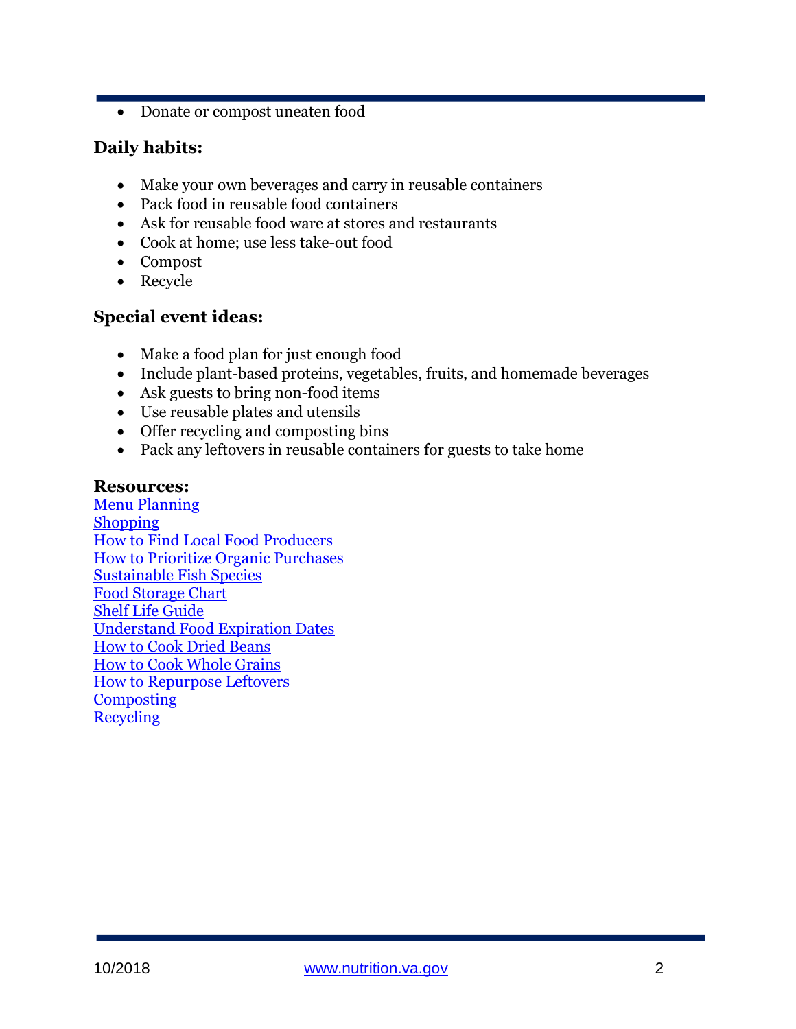- Donate or compost uneaten food

### Daily habits:

- Make your own beverages and carry in reusable containers
- Pack food in reusable food containers
- Ask for reusable food ware at stores and restaurants
- Cook at home; use less take-out food
- Compost
- Recycle

### Special event ideas:

- Make a food plan for just enough food
- Include plant-based proteins, vegetables, fruits, and homemade beverages
- Ask guests to bring non-food items
- Use reusable plates and utensils
- Offer recycling and composting bins
- Pack any leftovers in reusable containers for guests to take home

### Resources:

Menu Planning
Shopping
How to Find Local Food Producers
How to Prioritize Organic Purchases
Sustainable Fish Species
Food Storage Chart
Shelf Life Guide
Understand Food Expiration Dates
How to Cook Dried Beans
How to Cook Whole Grains
How to Repurpose Leftovers
Composting
Recycling